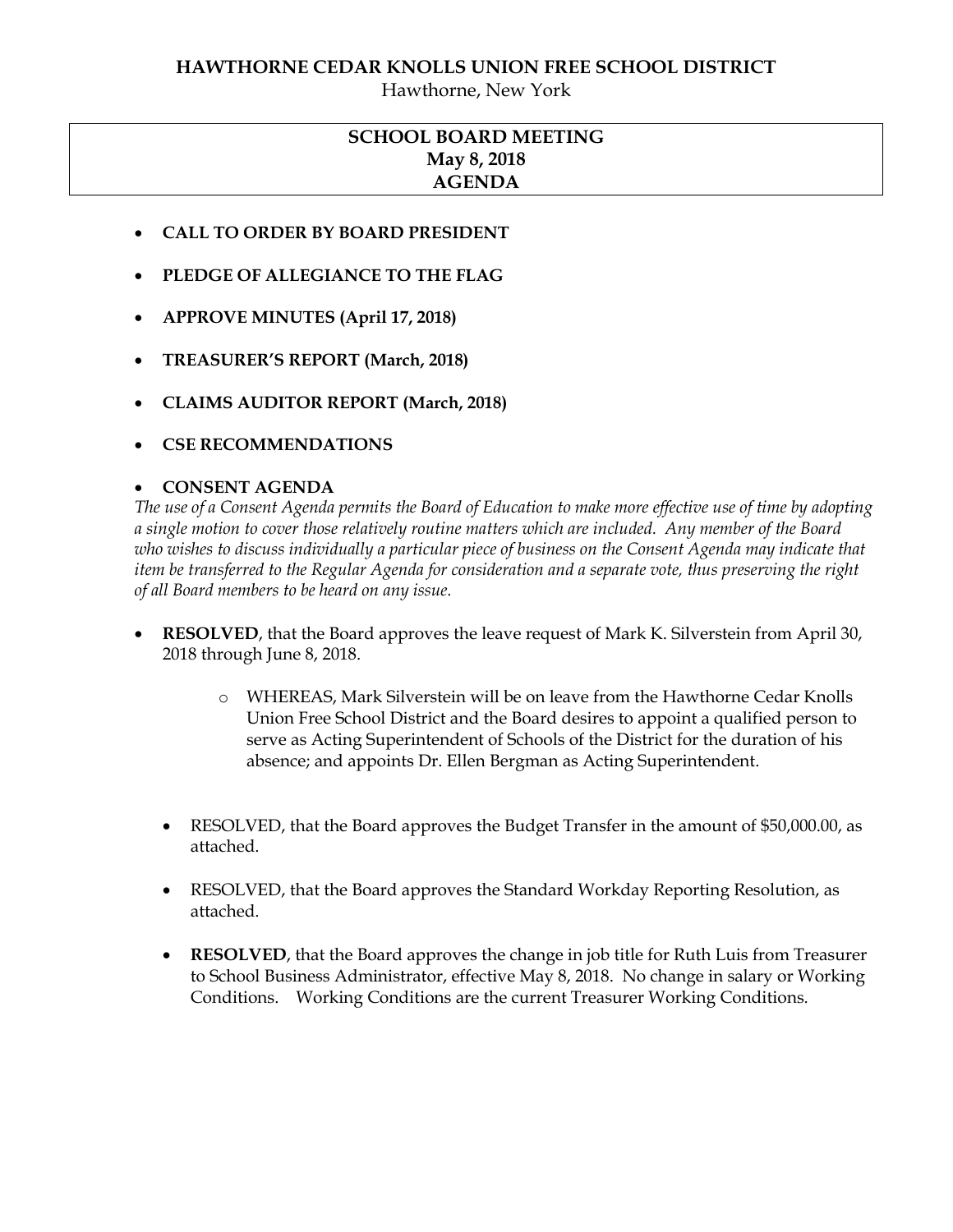**HAWTHORNE CEDAR KNOLLS UNION FREE SCHOOL DISTRICT**

Hawthorne, New York

**SCHOOL BOARD MEETING**
**May 8, 2018**
**AGENDA**

- **CALL TO ORDER BY BOARD PRESIDENT**
- **PLEDGE OF ALLEGIANCE TO THE FLAG**
- **APPROVE MINUTES (April 17, 2018)**
- **TREASURER'S REPORT (March, 2018)**
- **CLAIMS AUDITOR REPORT (March, 2018)**
- **CSE RECOMMENDATIONS**
- **CONSENT AGENDA**

*The use of a Consent Agenda permits the Board of Education to make more effective use of time by adopting a single motion to cover those relatively routine matters which are included. Any member of the Board who wishes to discuss individually a particular piece of business on the Consent Agenda may indicate that item be transferred to the Regular Agenda for consideration and a separate vote, thus preserving the right of all Board members to be heard on any issue.*

- **RESOLVED**, that the Board approves the leave request of Mark K. Silverstein from April 30, 2018 through June 8, 2018.
    - WHEREAS, Mark Silverstein will be on leave from the Hawthorne Cedar Knolls Union Free School District and the Board desires to appoint a qualified person to serve as Acting Superintendent of Schools of the District for the duration of his absence; and appoints Dr. Ellen Bergman as Acting Superintendent.

- RESOLVED, that the Board approves the Budget Transfer in the amount of $50,000.00, as attached.
- RESOLVED, that the Board approves the Standard Workday Reporting Resolution, as attached.
- **RESOLVED**, that the Board approves the change in job title for Ruth Luis from Treasurer to School Business Administrator, effective May 8, 2018. No change in salary or Working Conditions. Working Conditions are the current Treasurer Working Conditions.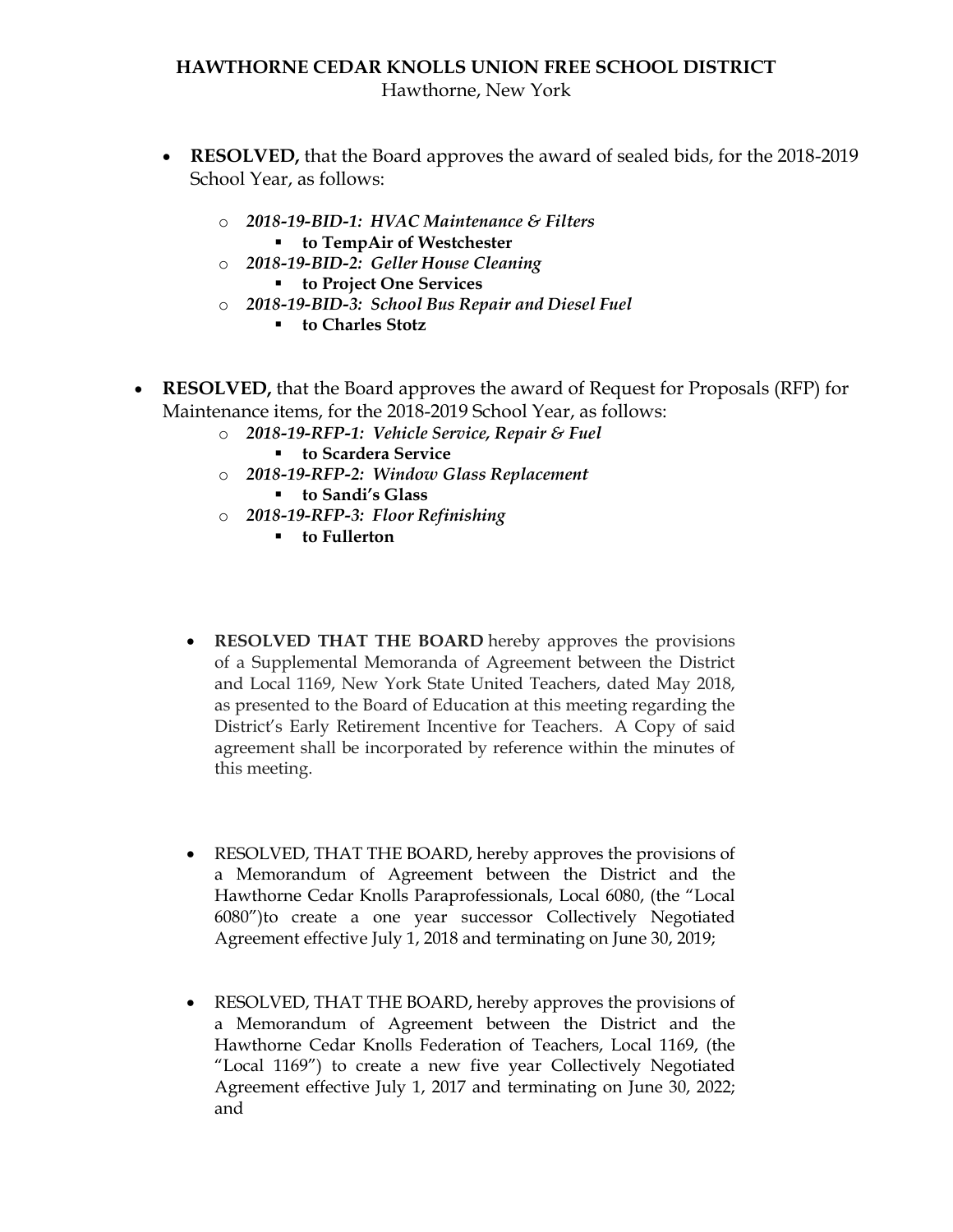**HAWTHORNE CEDAR KNOLLS UNION FREE SCHOOL DISTRICT**
Hawthorne, New York

- **RESOLVED,** that the Board approves the award of sealed bids, for the 2018-2019 School Year, as follows:
  - ***2018-19-BID-1: HVAC Maintenance & Filters***
    - **to TempAir of Westchester**
  - ***2018-19-BID-2: Geller House Cleaning***
    - **to Project One Services**
  - ***2018-19-BID-3: School Bus Repair and Diesel Fuel***
    - **to Charles Stotz**

- **RESOLVED,** that the Board approves the award of Request for Proposals (RFP) for Maintenance items, for the 2018-2019 School Year, as follows:
  - ***2018-19-RFP-1: Vehicle Service, Repair & Fuel***
    - **to Scardera Service**
  - ***2018-19-RFP-2: Window Glass Replacement***
    - **to Sandi's Glass**
  - ***2018-19-RFP-3: Floor Refinishing***
    - **to Fullerton**

- **RESOLVED THAT THE BOARD** hereby approves the provisions of a Supplemental Memoranda of Agreement between the District and Local 1169, New York State United Teachers, dated May 2018, as presented to the Board of Education at this meeting regarding the District's Early Retirement Incentive for Teachers. A Copy of said agreement shall be incorporated by reference within the minutes of this meeting.

- RESOLVED, THAT THE BOARD, hereby approves the provisions of a Memorandum of Agreement between the District and the Hawthorne Cedar Knolls Paraprofessionals, Local 6080, (the "Local 6080")to create a one year successor Collectively Negotiated Agreement effective July 1, 2018 and terminating on June 30, 2019;

- RESOLVED, THAT THE BOARD, hereby approves the provisions of a Memorandum of Agreement between the District and the Hawthorne Cedar Knolls Federation of Teachers, Local 1169, (the "Local 1169") to create a new five year Collectively Negotiated Agreement effective July 1, 2017 and terminating on June 30, 2022; and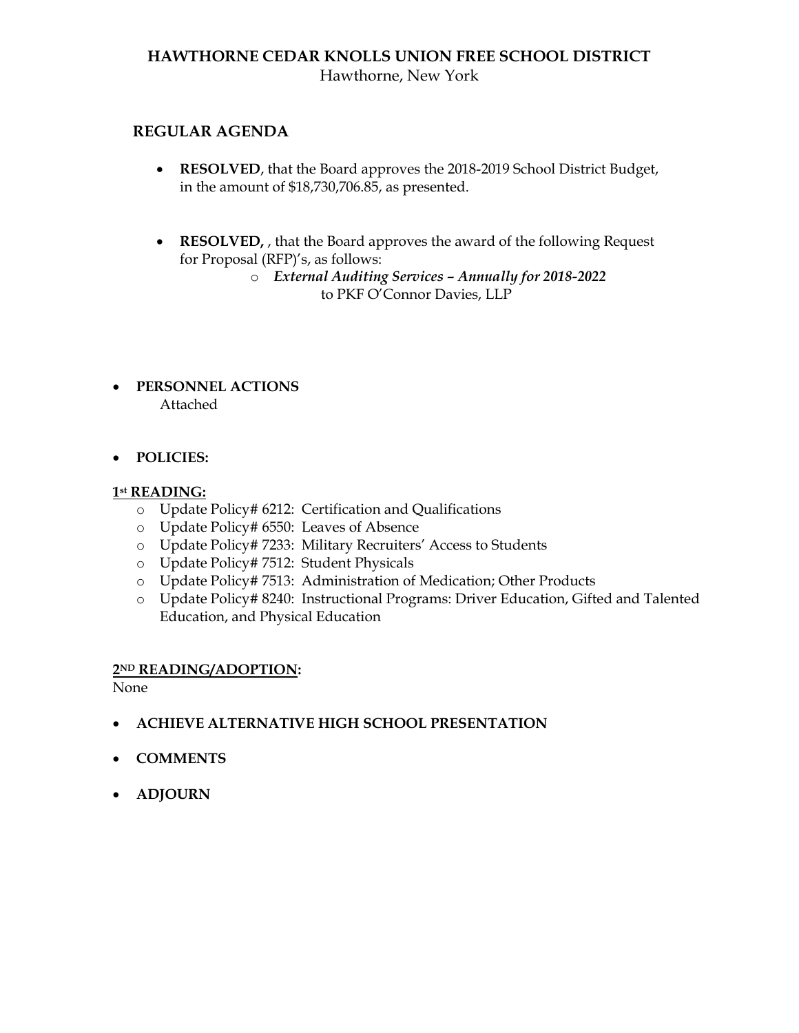**HAWTHORNE CEDAR KNOLLS UNION FREE SCHOOL DISTRICT**
Hawthorne, New York

## REGULAR AGENDA

- **RESOLVED**, that the Board approves the 2018-2019 School District Budget, in the amount of $18,730,706.85, as presented.

- **RESOLVED,** , that the Board approves the award of the following Request for Proposal (RFP)'s, as follows:
  - ***External Auditing Services – Annually for 2018-2022*** to PKF O'Connor Davies, LLP

- **PERSONNEL ACTIONS**
  Attached

- **POLICIES:**

**1st READING:**

- Update Policy# 6212: Certification and Qualifications
- Update Policy# 6550: Leaves of Absence
- Update Policy# 7233: Military Recruiters' Access to Students
- Update Policy# 7512: Student Physicals
- Update Policy# 7513: Administration of Medication; Other Products
- Update Policy# 8240: Instructional Programs: Driver Education, Gifted and Talented Education, and Physical Education

**2ND READING/ADOPTION:**
None

- **ACHIEVE ALTERNATIVE HIGH SCHOOL PRESENTATION**

- **COMMENTS**

- **ADJOURN**